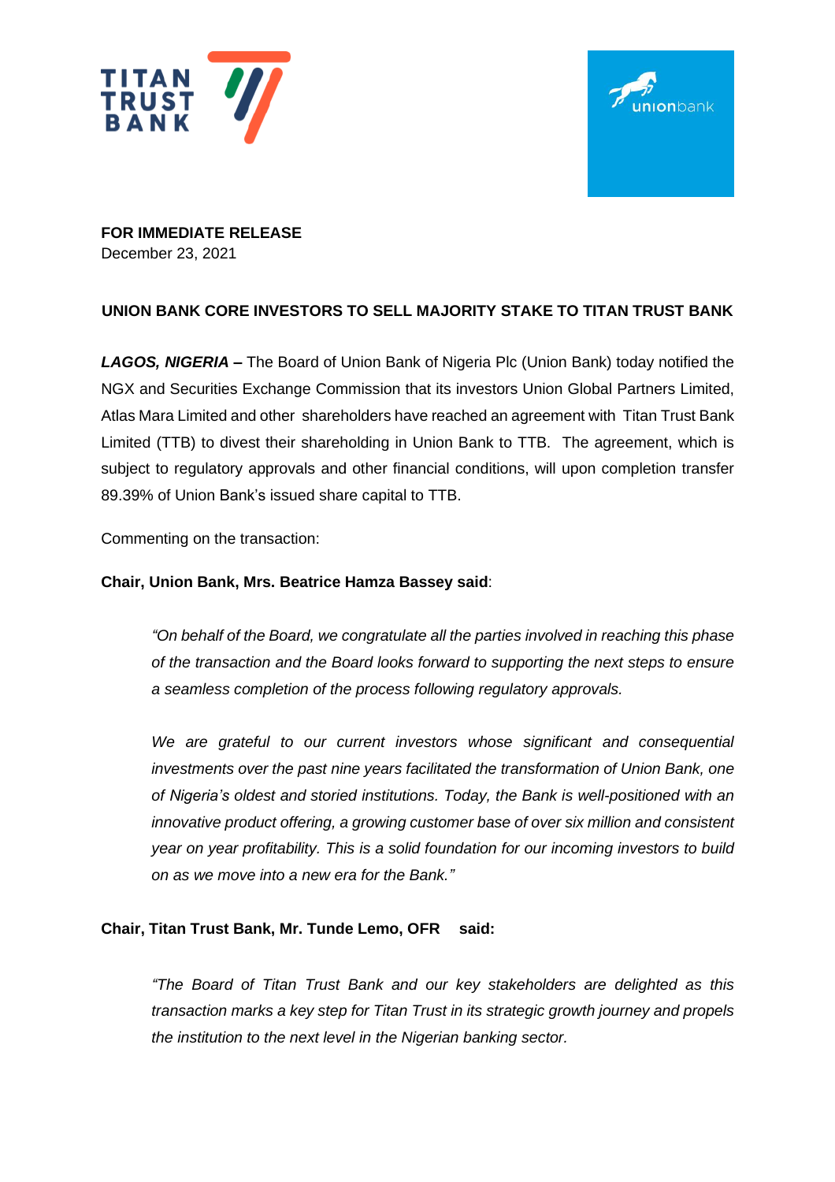**FOR IMMEDIATE RELEASE**
December 23, 2021

## UNION BANK CORE INVESTORS TO SELL MAJORITY STAKE TO TITAN TRUST BANK

***LAGOS, NIGERIA* –** The Board of Union Bank of Nigeria Plc (Union Bank) today notified the NGX and Securities Exchange Commission that its investors Union Global Partners Limited, Atlas Mara Limited and other shareholders have reached an agreement with Titan Trust Bank Limited (TTB) to divest their shareholding in Union Bank to TTB. The agreement, which is subject to regulatory approvals and other financial conditions, will upon completion transfer 89.39% of Union Bank's issued share capital to TTB.

Commenting on the transaction:

**Chair, Union Bank, Mrs. Beatrice Hamza Bassey said**:

> *"On behalf of the Board, we congratulate all the parties involved in reaching this phase of the transaction and the Board looks forward to supporting the next steps to ensure a seamless completion of the process following regulatory approvals.*
>
> *We are grateful to our current investors whose significant and consequential investments over the past nine years facilitated the transformation of Union Bank, one of Nigeria's oldest and storied institutions. Today, the Bank is well-positioned with an innovative product offering, a growing customer base of over six million and consistent year on year profitability. This is a solid foundation for our incoming investors to build on as we move into a new era for the Bank."*

**Chair, Titan Trust Bank, Mr. Tunde Lemo, OFR said:**

> *"The Board of Titan Trust Bank and our key stakeholders are delighted as this transaction marks a key step for Titan Trust in its strategic growth journey and propels the institution to the next level in the Nigerian banking sector.*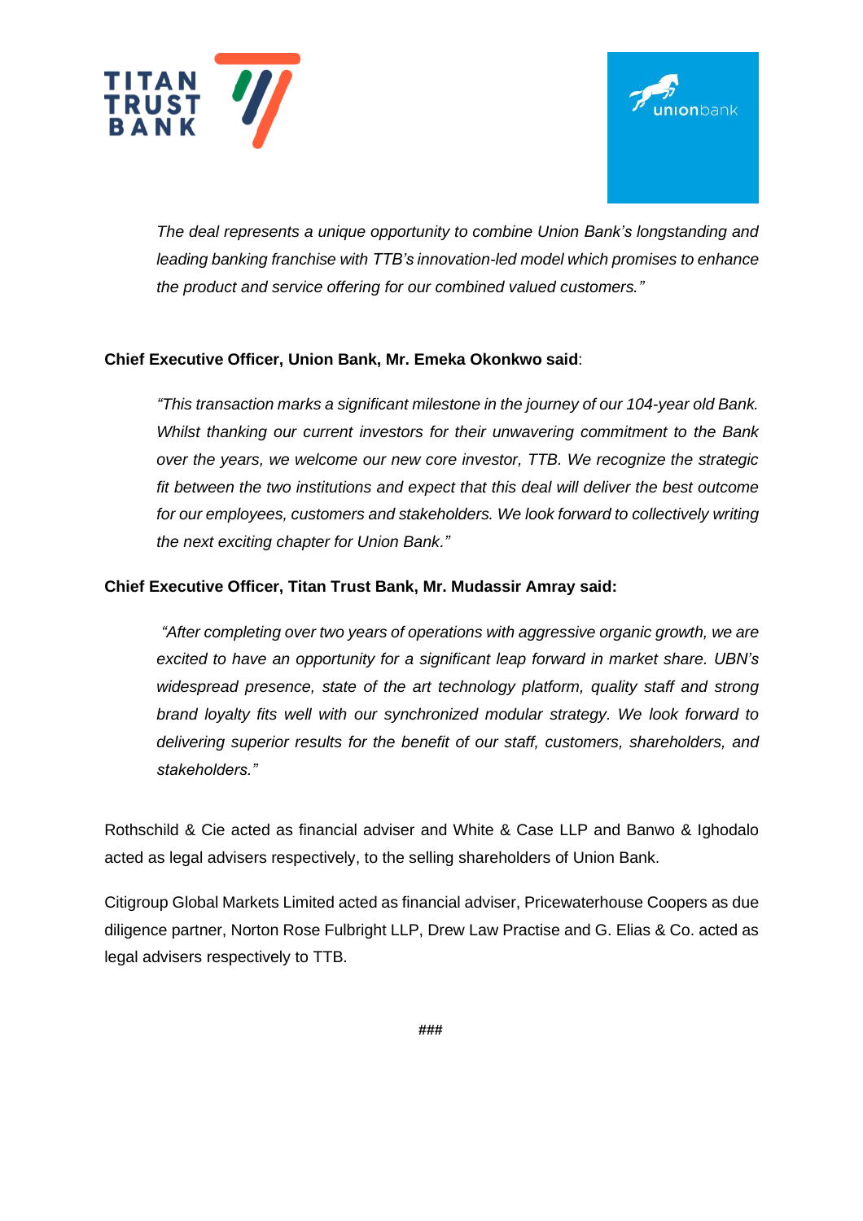*The deal represents a unique opportunity to combine Union Bank's longstanding and leading banking franchise with TTB's innovation-led model which promises to enhance the product and service offering for our combined valued customers."*

**Chief Executive Officer, Union Bank, Mr. Emeka Okonkwo said**:

*"This transaction marks a significant milestone in the journey of our 104-year old Bank. Whilst thanking our current investors for their unwavering commitment to the Bank over the years, we welcome our new core investor, TTB. We recognize the strategic fit between the two institutions and expect that this deal will deliver the best outcome for our employees, customers and stakeholders. We look forward to collectively writing the next exciting chapter for Union Bank."*

**Chief Executive Officer, Titan Trust Bank, Mr. Mudassir Amray said:**

*"After completing over two years of operations with aggressive organic growth, we are excited to have an opportunity for a significant leap forward in market share. UBN's widespread presence, state of the art technology platform, quality staff and strong brand loyalty fits well with our synchronized modular strategy. We look forward to delivering superior results for the benefit of our staff, customers, shareholders, and stakeholders."*

Rothschild & Cie acted as financial adviser and White & Case LLP and Banwo & Ighodalo acted as legal advisers respectively, to the selling shareholders of Union Bank.

Citigroup Global Markets Limited acted as financial adviser, Pricewaterhouse Coopers as due diligence partner, Norton Rose Fulbright LLP, Drew Law Practise and G. Elias & Co. acted as legal advisers respectively to TTB.

###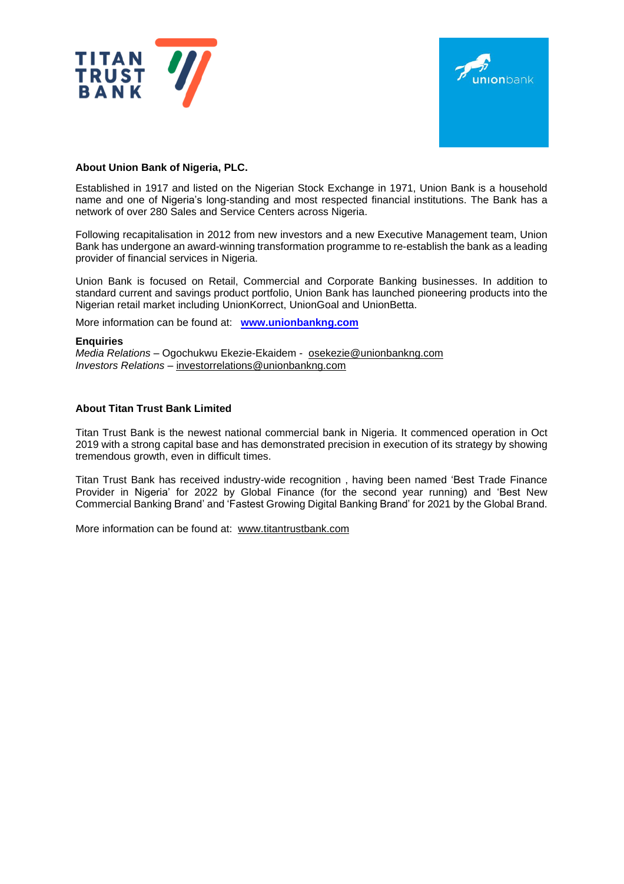**About Union Bank of Nigeria, PLC.**

Established in 1917 and listed on the Nigerian Stock Exchange in 1971, Union Bank is a household name and one of Nigeria's long-standing and most respected financial institutions. The Bank has a network of over 280 Sales and Service Centers across Nigeria.

Following recapitalisation in 2012 from new investors and a new Executive Management team, Union Bank has undergone an award-winning transformation programme to re-establish the bank as a leading provider of financial services in Nigeria.

Union Bank is focused on Retail, Commercial and Corporate Banking businesses. In addition to standard current and savings product portfolio, Union Bank has launched pioneering products into the Nigerian retail market including UnionKorrect, UnionGoal and UnionBetta.

More information can be found at: **www.unionbankng.com**

**Enquiries**
*Media Relations* – Ogochukwu Ekezie-Ekaidem - osekezie@unionbankng.com
*Investors Relations* – investorrelations@unionbankng.com

**About Titan Trust Bank Limited**

Titan Trust Bank is the newest national commercial bank in Nigeria. It commenced operation in Oct 2019 with a strong capital base and has demonstrated precision in execution of its strategy by showing tremendous growth, even in difficult times.

Titan Trust Bank has received industry-wide recognition , having been named 'Best Trade Finance Provider in Nigeria' for 2022 by Global Finance (for the second year running) and 'Best New Commercial Banking Brand' and 'Fastest Growing Digital Banking Brand' for 2021 by the Global Brand.

More information can be found at: www.titantrustbank.com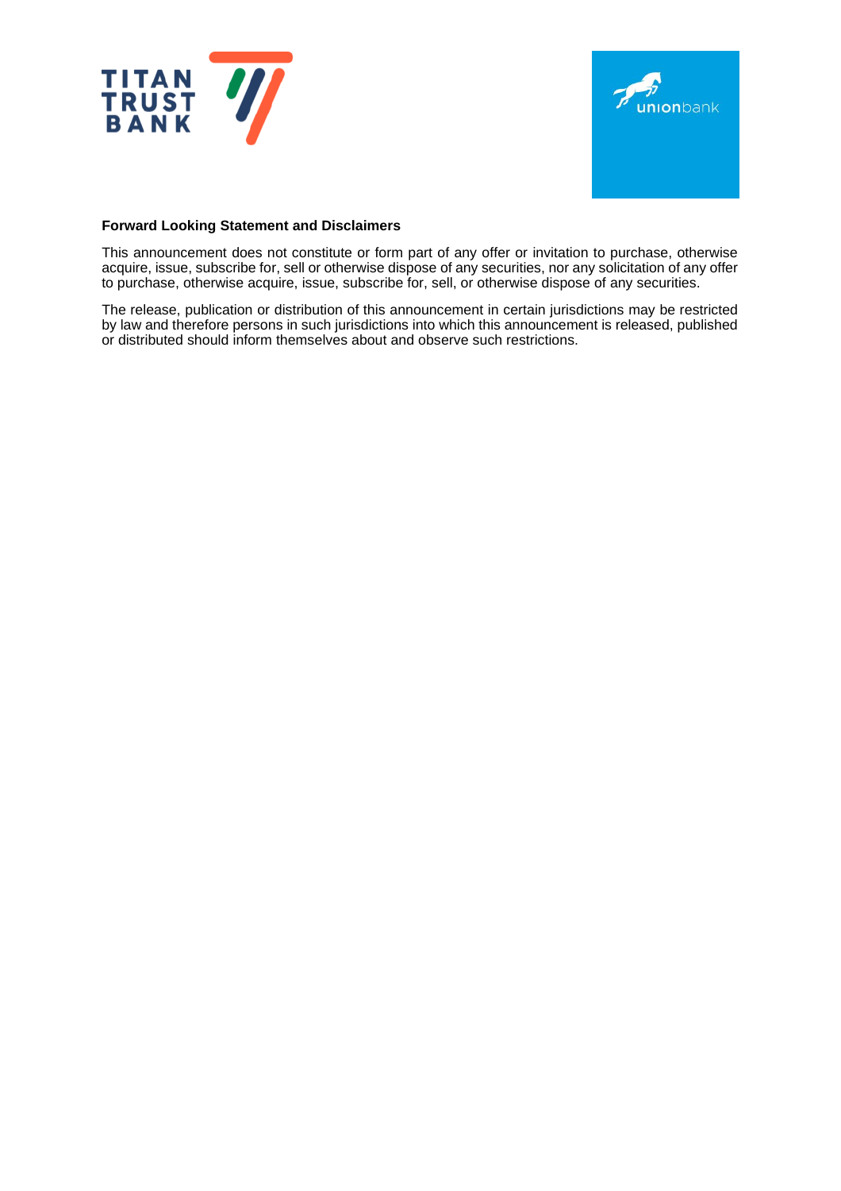**Forward Looking Statement and Disclaimers**

This announcement does not constitute or form part of any offer or invitation to purchase, otherwise acquire, issue, subscribe for, sell or otherwise dispose of any securities, nor any solicitation of any offer to purchase, otherwise acquire, issue, subscribe for, sell, or otherwise dispose of any securities.

The release, publication or distribution of this announcement in certain jurisdictions may be restricted by law and therefore persons in such jurisdictions into which this announcement is released, published or distributed should inform themselves about and observe such restrictions.